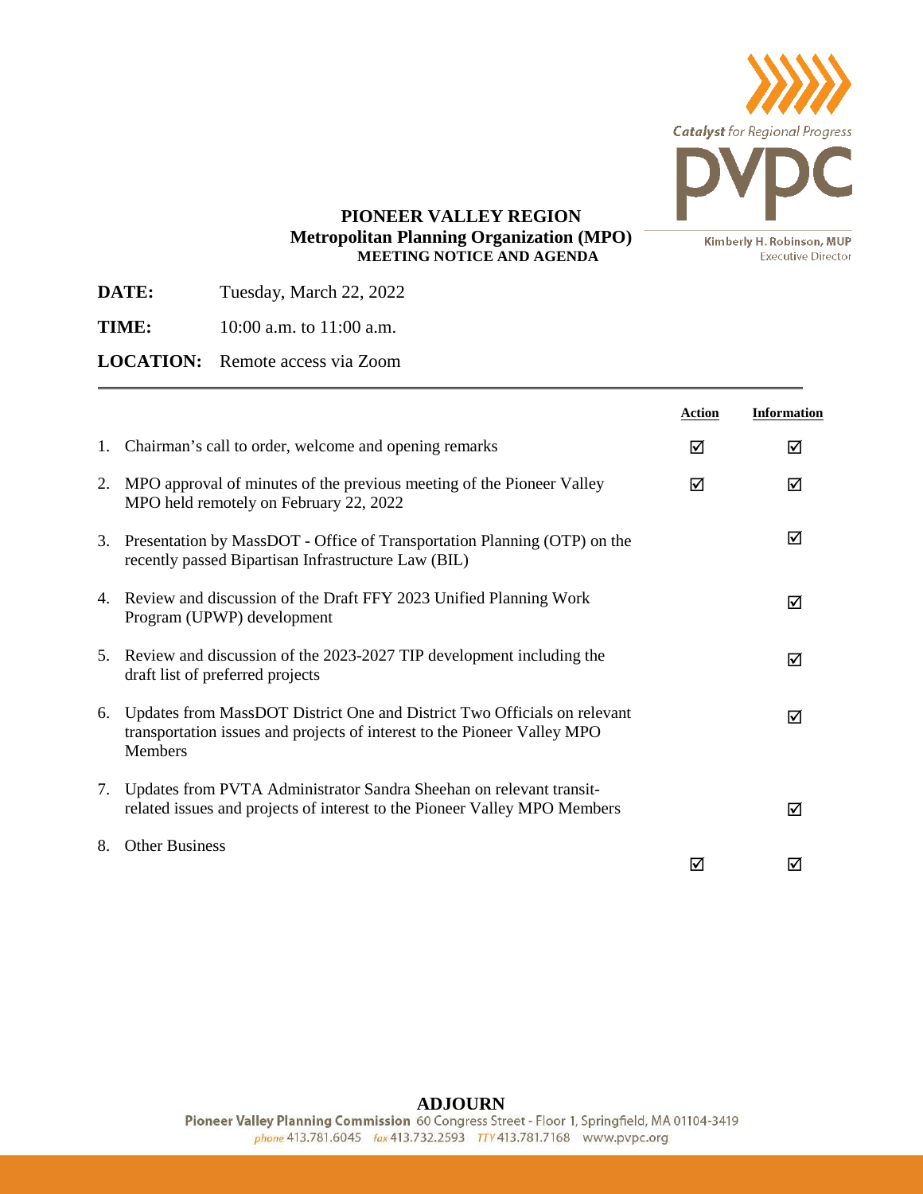Catalyst for Regional Progress

PVPC

Kimberly H. Robinson, MUP
Executive Director

# PIONEER VALLEY REGION
## Metropolitan Planning Organization (MPO)
### MEETING NOTICE AND AGENDA

**DATE:** Tuesday, March 22, 2022

**TIME:** 10:00 a.m. to 11:00 a.m.

**LOCATION:** Remote access via Zoom

---

| | | Action | Information |
|---|---|---|---|
| 1. | Chairman's call to order, welcome and opening remarks | ☑ | ☑ |
| 2. | MPO approval of minutes of the previous meeting of the Pioneer Valley MPO held remotely on February 22, 2022 | ☑ | ☑ |
| 3. | Presentation by MassDOT - Office of Transportation Planning (OTP) on the recently passed Bipartisan Infrastructure Law (BIL) | | ☑ |
| 4. | Review and discussion of the Draft FFY 2023 Unified Planning Work Program (UPWP) development | | ☑ |
| 5. | Review and discussion of the 2023-2027 TIP development including the draft list of preferred projects | | ☑ |
| 6. | Updates from MassDOT District One and District Two Officials on relevant transportation issues and projects of interest to the Pioneer Valley MPO Members | | ☑ |
| 7. | Updates from PVTA Administrator Sandra Sheehan on relevant transit-related issues and projects of interest to the Pioneer Valley MPO Members | | ☑ |
| 8. | Other Business | ☑ | ☑ |

**ADJOURN**

**Pioneer Valley Planning Commission** 60 Congress Street - Floor 1, Springfield, MA 01104-3419
*phone* 413.781.6045 *fax* 413.732.2593 *TTY* 413.781.7168 www.pvpc.org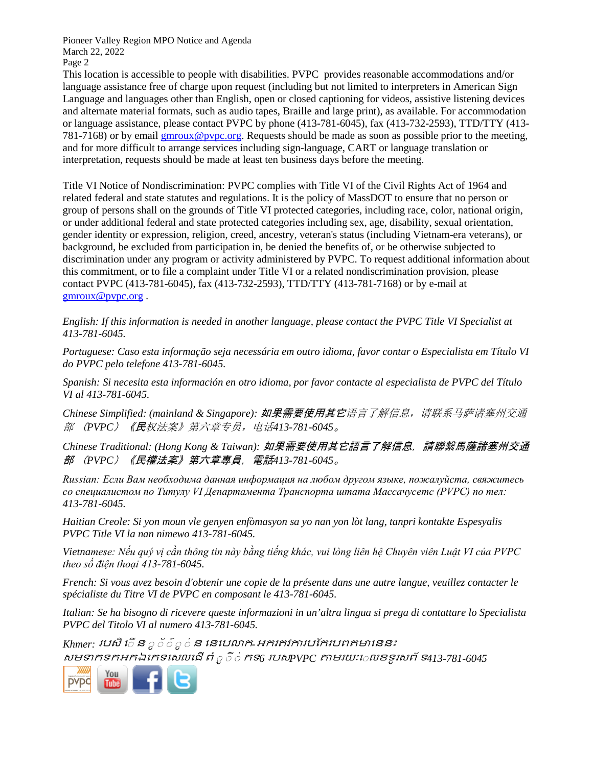This location is accessible to people with disabilities. PVPC provides reasonable accommodations and/or language assistance free of charge upon request (including but not limited to interpreters in American Sign Language and languages other than English, open or closed captioning for videos, assistive listening devices and alternate material formats, such as audio tapes, Braille and large print), as available. For accommodation or language assistance, please contact PVPC by phone (413-781-6045), fax (413-732-2593), TTD/TTY (413-781-7168) or by email gmroux@pvpc.org. Requests should be made as soon as possible prior to the meeting, and for more difficult to arrange services including sign-language, CART or language translation or interpretation, requests should be made at least ten business days before the meeting.

Title VI Notice of Nondiscrimination: PVPC complies with Title VI of the Civil Rights Act of 1964 and related federal and state statutes and regulations. It is the policy of MassDOT to ensure that no person or group of persons shall on the grounds of Title VI protected categories, including race, color, national origin, or under additional federal and state protected categories including sex, age, disability, sexual orientation, gender identity or expression, religion, creed, ancestry, veteran's status (including Vietnam-era veterans), or background, be excluded from participation in, be denied the benefits of, or be otherwise subjected to discrimination under any program or activity administered by PVPC. To request additional information about this commitment, or to file a complaint under Title VI or a related nondiscrimination provision, please contact PVPC (413-781-6045), fax (413-732-2593), TTD/TTY (413-781-7168) or by e-mail at gmroux@pvpc.org .

*English: If this information is needed in another language, please contact the PVPC Title VI Specialist at 413-781-6045.*

*Portuguese: Caso esta informação seja necessária em outro idioma, favor contar o Especialista em Título VI do PVPC pelo telefone 413-781-6045.*

*Spanish: Si necesita esta información en otro idioma, por favor contacte al especialista de PVPC del Título VI al 413-781-6045.*

*Chinese Simplified: (mainland & Singapore): 如果需要使用其它语言了解信息，请联系马萨诸塞州交通部 （PVPC） 《民权法案》第六章专员，电话413-781-6045。*

*Chinese Traditional: (Hong Kong & Taiwan): 如果需要使用其它語言了解信息，請聯繫馬薩諸塞州交通部 （PVPC） 《民權法案》第六章專員，電話413-781-6045。*

*Russian: Если Вам необходима данная информация на любом другом языке, пожалуйста, свяжитесь со специалистом по Титулу VI Департамента Транспорта штата Массачусетс (PVPC) по тел: 413-781-6045.*

*Haitian Creole: Si yon moun vle genyen enfòmasyon sa yo nan yon lòt lang, tanpri kontakte Espesyalis PVPC Title VI la nan nimewo 413-781-6045.*

*Vietnamese: Nếu quý vị cần thông tin này bằng tiếng khác, vui lòng liên hệ Chuyên viên Luật VI của PVPC theo số điện thoại 413-781-6045.*

*French: Si vous avez besoin d'obtenir une copie de la présente dans une autre langue, veuillez contacter le spécialiste du Titre VI de PVPC en composant le 413-781-6045.*

*Italian: Se ha bisogno di ricevere queste informazioni in un'altra lingua si prega di contattare lo Specialista PVPC del Titolo VI al numero 413-781-6045.*

*Khmer: របសិ ើ ន ូ ័ ៏ ូ ់ ន នេបេលាក-អករគេរការបកែរបពតមានេនះ សមទាកទកអកឯកេទសេលជើ ព ូ ី ់ កទ6 របសPVPC តាមរយៈេលខទូរសព័ ទ413-781-6045*